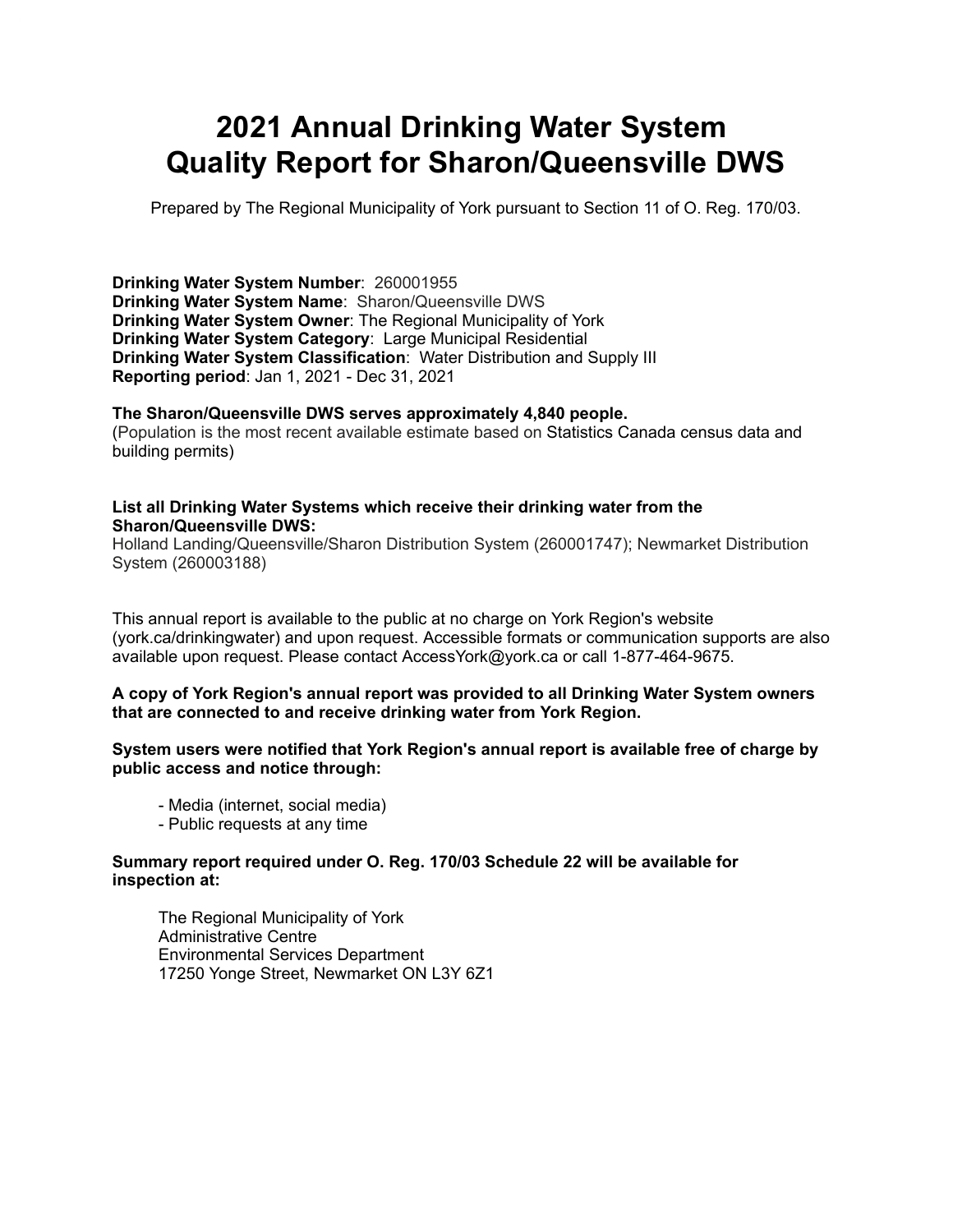# 2021 Annual Drinking Water System Quality Report for Sharon/Queensville DWS

Prepared by The Regional Municipality of York pursuant to Section 11 of O. Reg. 170/03.

**Drinking Water System Number**: 260001955
**Drinking Water System Name**: Sharon/Queensville DWS
**Drinking Water System Owner**: The Regional Municipality of York
**Drinking Water System Category**: Large Municipal Residential
**Drinking Water System Classification**: Water Distribution and Supply III
**Reporting period**: Jan 1, 2021 - Dec 31, 2021

**The Sharon/Queensville DWS serves approximately 4,840 people.**
(Population is the most recent available estimate based on Statistics Canada census data and building permits)

**List all Drinking Water Systems which receive their drinking water from the Sharon/Queensville DWS:**
Holland Landing/Queensville/Sharon Distribution System (260001747); Newmarket Distribution System (260003188)

This annual report is available to the public at no charge on York Region's website (york.ca/drinkingwater) and upon request. Accessible formats or communication supports are also available upon request. Please contact AccessYork@york.ca or call 1-877-464-9675.

**A copy of York Region's annual report was provided to all Drinking Water System owners that are connected to and receive drinking water from York Region.**

**System users were notified that York Region's annual report is available free of charge by public access and notice through:**

- Media (internet, social media)
- Public requests at any time

**Summary report required under O. Reg. 170/03 Schedule 22 will be available for inspection at:**

The Regional Municipality of York
Administrative Centre
Environmental Services Department
17250 Yonge Street, Newmarket ON L3Y 6Z1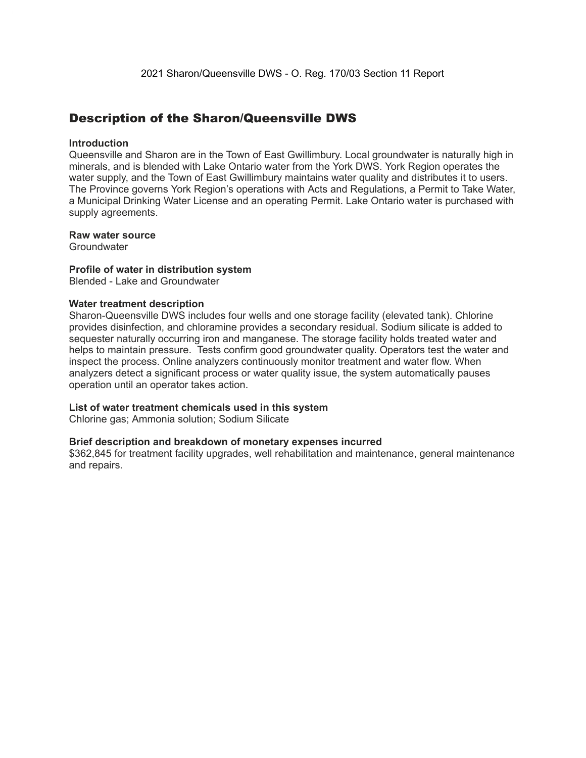2021 Sharon/Queensville DWS - O. Reg. 170/03 Section 11 Report

## Description of the Sharon/Queensville DWS

**Introduction**

Queensville and Sharon are in the Town of East Gwillimbury. Local groundwater is naturally high in minerals, and is blended with Lake Ontario water from the York DWS. York Region operates the water supply, and the Town of East Gwillimbury maintains water quality and distributes it to users. The Province governs York Region's operations with Acts and Regulations, a Permit to Take Water, a Municipal Drinking Water License and an operating Permit. Lake Ontario water is purchased with supply agreements.

**Raw water source**

Groundwater

**Profile of water in distribution system**

Blended - Lake and Groundwater

**Water treatment description**

Sharon-Queensville DWS includes four wells and one storage facility (elevated tank). Chlorine provides disinfection, and chloramine provides a secondary residual. Sodium silicate is added to sequester naturally occurring iron and manganese. The storage facility holds treated water and helps to maintain pressure. Tests confirm good groundwater quality. Operators test the water and inspect the process. Online analyzers continuously monitor treatment and water flow. When analyzers detect a significant process or water quality issue, the system automatically pauses operation until an operator takes action.

**List of water treatment chemicals used in this system**

Chlorine gas; Ammonia solution; Sodium Silicate

**Brief description and breakdown of monetary expenses incurred**

$362,845 for treatment facility upgrades, well rehabilitation and maintenance, general maintenance and repairs.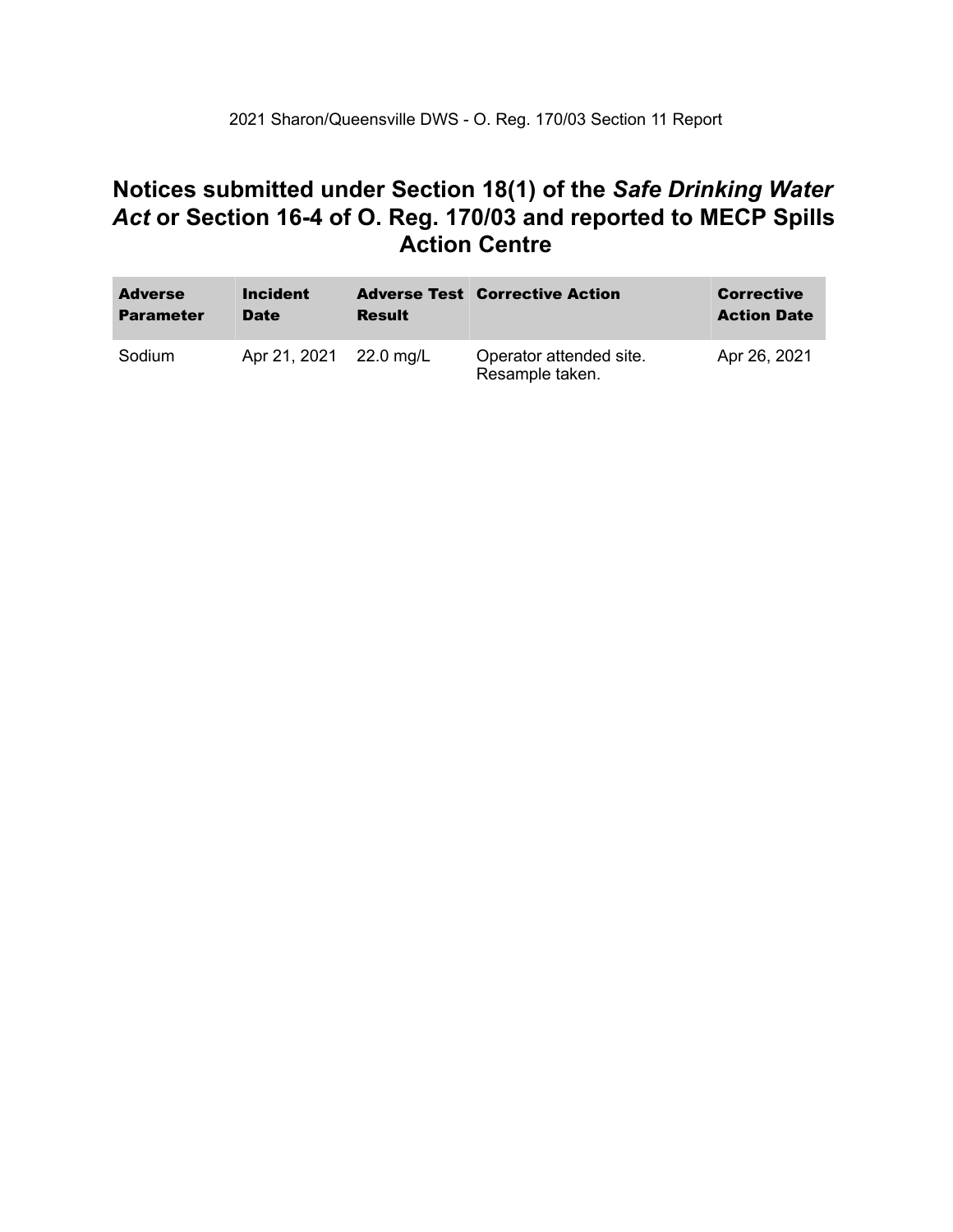## Notices submitted under Section 18(1) of the *Safe Drinking Water Act* or Section 16-4 of O. Reg. 170/03 and reported to MECP Spills Action Centre

| Adverse Parameter | Incident Date | Adverse Test Result | Corrective Action | Corrective Action Date |
|---|---|---|---|---|
| Sodium | Apr 21, 2021 | 22.0 mg/L | Operator attended site. Resample taken. | Apr 26, 2021 |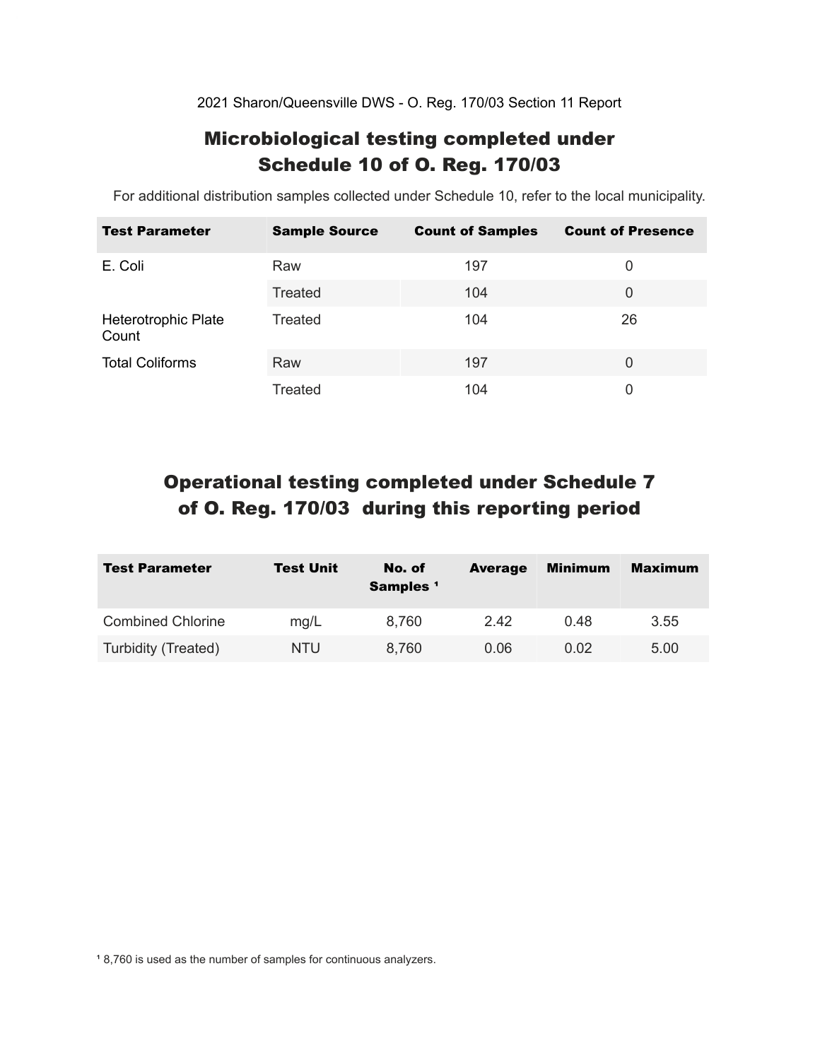2021 Sharon/Queensville DWS - O. Reg. 170/03 Section 11 Report

## Microbiological testing completed under Schedule 10 of O. Reg. 170/03

For additional distribution samples collected under Schedule 10, refer to the local municipality.

| Test Parameter | Sample Source | Count of Samples | Count of Presence |
|---|---|---|---|
| E. Coli | Raw | 197 | 0 |
| | Treated | 104 | 0 |
| Heterotrophic Plate Count | Treated | 104 | 26 |
| Total Coliforms | Raw | 197 | 0 |
| | Treated | 104 | 0 |

## Operational testing completed under Schedule 7 of O. Reg. 170/03 during this reporting period

| Test Parameter | Test Unit | No. of Samples [1] | Average | Minimum | Maximum |
|---|---|---|---|---|---|
| Combined Chlorine | mg/L | 8,760 | 2.42 | 0.48 | 3.55 |
| Turbidity (Treated) | NTU | 8,760 | 0.06 | 0.02 | 5.00 |

[1] 8,760 is used as the number of samples for continuous analyzers.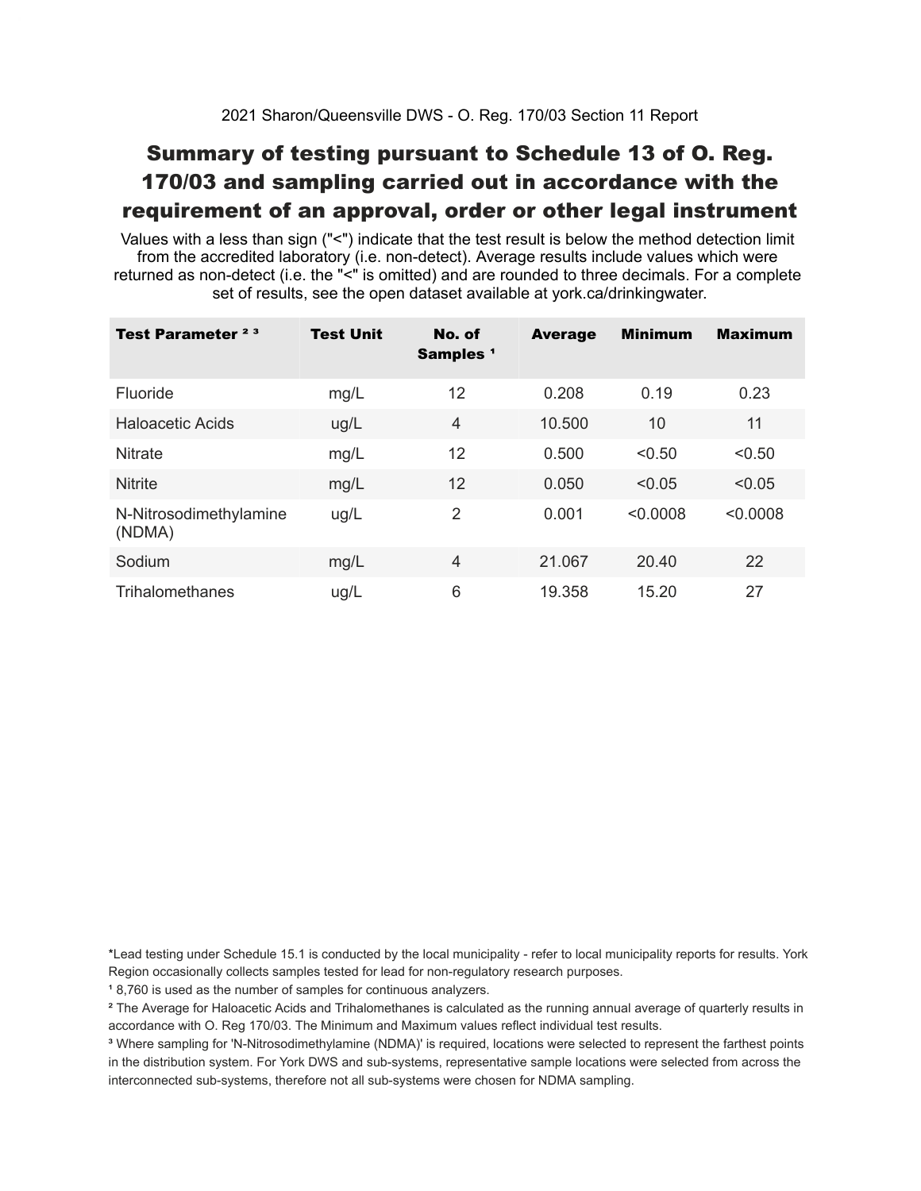2021 Sharon/Queensville DWS - O. Reg. 170/03 Section 11 Report

## Summary of testing pursuant to Schedule 13 of O. Reg. 170/03 and sampling carried out in accordance with the requirement of an approval, order or other legal instrument

Values with a less than sign ("<") indicate that the test result is below the method detection limit from the accredited laboratory (i.e. non-detect). Average results include values which were returned as non-detect (i.e. the "<" is omitted) and are rounded to three decimals. For a complete set of results, see the open dataset available at york.ca/drinkingwater.

| Test Parameter [2] [3] | Test Unit | No. of Samples [1] | Average | Minimum | Maximum |
|---|---|---|---|---|---|
| Fluoride | mg/L | 12 | 0.208 | 0.19 | 0.23 |
| Haloacetic Acids | ug/L | 4 | 10.500 | 10 | 11 |
| Nitrate | mg/L | 12 | 0.500 | <0.50 | <0.50 |
| Nitrite | mg/L | 12 | 0.050 | <0.05 | <0.05 |
| N-Nitrosodimethylamine (NDMA) | ug/L | 2 | 0.001 | <0.0008 | <0.0008 |
| Sodium | mg/L | 4 | 21.067 | 20.40 | 22 |
| Trihalomethanes | ug/L | 6 | 19.358 | 15.20 | 27 |

*Lead testing under Schedule 15.1 is conducted by the local municipality - refer to local municipality reports for results. York Region occasionally collects samples tested for lead for non-regulatory research purposes.

[1] 8,760 is used as the number of samples for continuous analyzers.

[2] The Average for Haloacetic Acids and Trihalomethanes is calculated as the running annual average of quarterly results in accordance with O. Reg 170/03. The Minimum and Maximum values reflect individual test results.

[3] Where sampling for 'N-Nitrosodimethylamine (NDMA)' is required, locations were selected to represent the farthest points in the distribution system. For York DWS and sub-systems, representative sample locations were selected from across the interconnected sub-systems, therefore not all sub-systems were chosen for NDMA sampling.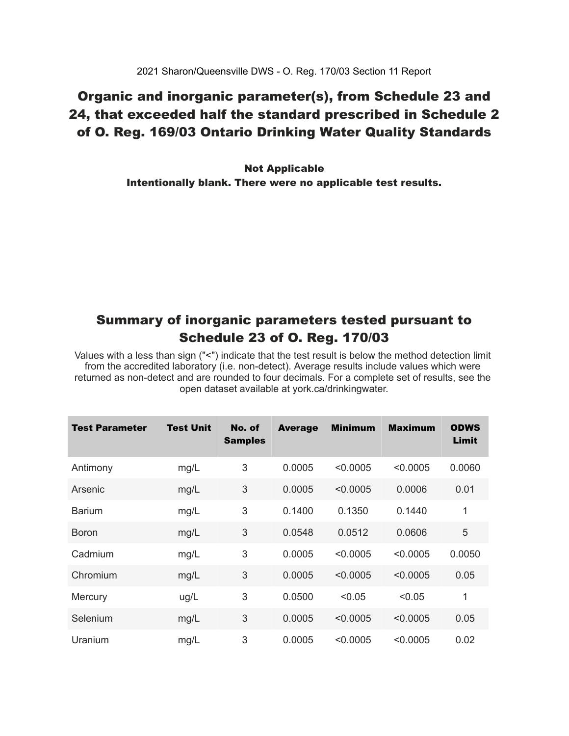2021 Sharon/Queensville DWS - O. Reg. 170/03 Section 11 Report

# Organic and inorganic parameter(s), from Schedule 23 and 24, that exceeded half the standard prescribed in Schedule 2 of O. Reg. 169/03 Ontario Drinking Water Quality Standards

**Not Applicable**
**Intentionally blank. There were no applicable test results.**

# Summary of inorganic parameters tested pursuant to Schedule 23 of O. Reg. 170/03

Values with a less than sign ("<") indicate that the test result is below the method detection limit from the accredited laboratory (i.e. non-detect). Average results include values which were returned as non-detect and are rounded to four decimals. For a complete set of results, see the open dataset available at york.ca/drinkingwater.

| Test Parameter | Test Unit | No. of Samples | Average | Minimum | Maximum | ODWS Limit |
|---|---|---|---|---|---|---|
| Antimony | mg/L | 3 | 0.0005 | <0.0005 | <0.0005 | 0.0060 |
| Arsenic | mg/L | 3 | 0.0005 | <0.0005 | 0.0006 | 0.01 |
| Barium | mg/L | 3 | 0.1400 | 0.1350 | 0.1440 | 1 |
| Boron | mg/L | 3 | 0.0548 | 0.0512 | 0.0606 | 5 |
| Cadmium | mg/L | 3 | 0.0005 | <0.0005 | <0.0005 | 0.0050 |
| Chromium | mg/L | 3 | 0.0005 | <0.0005 | <0.0005 | 0.05 |
| Mercury | ug/L | 3 | 0.0500 | <0.05 | <0.05 | 1 |
| Selenium | mg/L | 3 | 0.0005 | <0.0005 | <0.0005 | 0.05 |
| Uranium | mg/L | 3 | 0.0005 | <0.0005 | <0.0005 | 0.02 |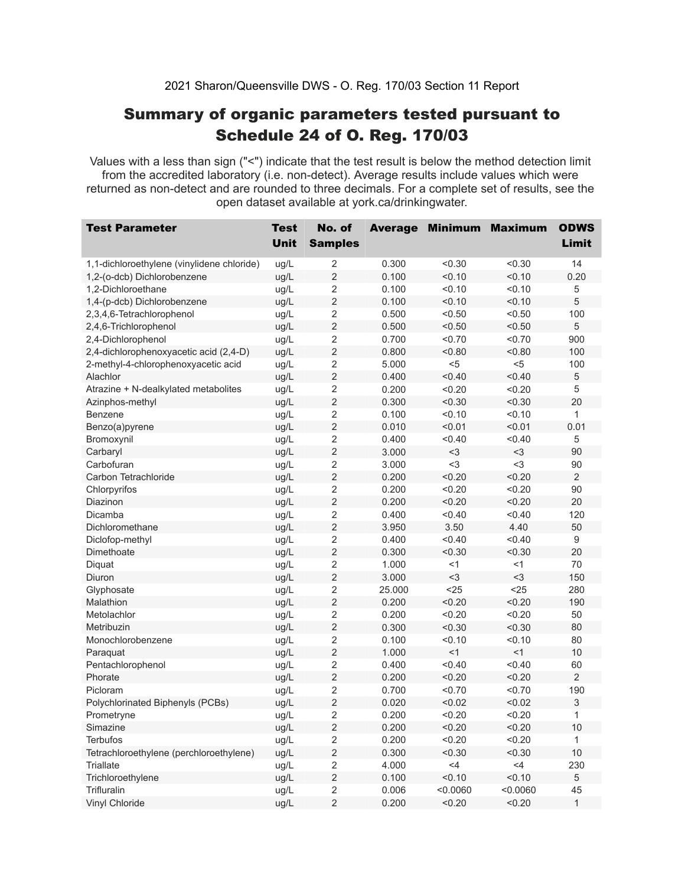2021 Sharon/Queensville DWS - O. Reg. 170/03 Section 11 Report

# Summary of organic parameters tested pursuant to Schedule 24 of O. Reg. 170/03

Values with a less than sign ("<") indicate that the test result is below the method detection limit from the accredited laboratory (i.e. non-detect). Average results include values which were returned as non-detect and are rounded to three decimals. For a complete set of results, see the open dataset available at york.ca/drinkingwater.

| Test Parameter | Test Unit | No. of Samples | Average | Minimum | Maximum | ODWS Limit |
|---|---|---|---|---|---|---|
| 1,1-dichloroethylene (vinylidene chloride) | ug/L | 2 | 0.300 | <0.30 | <0.30 | 14 |
| 1,2-(o-dcb) Dichlorobenzene | ug/L | 2 | 0.100 | <0.10 | <0.10 | 0.20 |
| 1,2-Dichloroethane | ug/L | 2 | 0.100 | <0.10 | <0.10 | 5 |
| 1,4-(p-dcb) Dichlorobenzene | ug/L | 2 | 0.100 | <0.10 | <0.10 | 5 |
| 2,3,4,6-Tetrachlorophenol | ug/L | 2 | 0.500 | <0.50 | <0.50 | 100 |
| 2,4,6-Trichlorophenol | ug/L | 2 | 0.500 | <0.50 | <0.50 | 5 |
| 2,4-Dichlorophenol | ug/L | 2 | 0.700 | <0.70 | <0.70 | 900 |
| 2,4-dichlorophenoxyacetic acid (2,4-D) | ug/L | 2 | 0.800 | <0.80 | <0.80 | 100 |
| 2-methyl-4-chlorophenoxyacetic acid | ug/L | 2 | 5.000 | <5 | <5 | 100 |
| Alachlor | ug/L | 2 | 0.400 | <0.40 | <0.40 | 5 |
| Atrazine + N-dealkylated metabolites | ug/L | 2 | 0.200 | <0.20 | <0.20 | 5 |
| Azinphos-methyl | ug/L | 2 | 0.300 | <0.30 | <0.30 | 20 |
| Benzene | ug/L | 2 | 0.100 | <0.10 | <0.10 | 1 |
| Benzo(a)pyrene | ug/L | 2 | 0.010 | <0.01 | <0.01 | 0.01 |
| Bromoxynil | ug/L | 2 | 0.400 | <0.40 | <0.40 | 5 |
| Carbaryl | ug/L | 2 | 3.000 | <3 | <3 | 90 |
| Carbofuran | ug/L | 2 | 3.000 | <3 | <3 | 90 |
| Carbon Tetrachloride | ug/L | 2 | 0.200 | <0.20 | <0.20 | 2 |
| Chlorpyrifos | ug/L | 2 | 0.200 | <0.20 | <0.20 | 90 |
| Diazinon | ug/L | 2 | 0.200 | <0.20 | <0.20 | 20 |
| Dicamba | ug/L | 2 | 0.400 | <0.40 | <0.40 | 120 |
| Dichloromethane | ug/L | 2 | 3.950 | 3.50 | 4.40 | 50 |
| Diclofop-methyl | ug/L | 2 | 0.400 | <0.40 | <0.40 | 9 |
| Dimethoate | ug/L | 2 | 0.300 | <0.30 | <0.30 | 20 |
| Diquat | ug/L | 2 | 1.000 | <1 | <1 | 70 |
| Diuron | ug/L | 2 | 3.000 | <3 | <3 | 150 |
| Glyphosate | ug/L | 2 | 25.000 | <25 | <25 | 280 |
| Malathion | ug/L | 2 | 0.200 | <0.20 | <0.20 | 190 |
| Metolachlor | ug/L | 2 | 0.200 | <0.20 | <0.20 | 50 |
| Metribuzin | ug/L | 2 | 0.300 | <0.30 | <0.30 | 80 |
| Monochlorobenzene | ug/L | 2 | 0.100 | <0.10 | <0.10 | 80 |
| Paraquat | ug/L | 2 | 1.000 | <1 | <1 | 10 |
| Pentachlorophenol | ug/L | 2 | 0.400 | <0.40 | <0.40 | 60 |
| Phorate | ug/L | 2 | 0.200 | <0.20 | <0.20 | 2 |
| Picloram | ug/L | 2 | 0.700 | <0.70 | <0.70 | 190 |
| Polychlorinated Biphenyls (PCBs) | ug/L | 2 | 0.020 | <0.02 | <0.02 | 3 |
| Prometryne | ug/L | 2 | 0.200 | <0.20 | <0.20 | 1 |
| Simazine | ug/L | 2 | 0.200 | <0.20 | <0.20 | 10 |
| Terbufos | ug/L | 2 | 0.200 | <0.20 | <0.20 | 1 |
| Tetrachloroethylene (perchloroethylene) | ug/L | 2 | 0.300 | <0.30 | <0.30 | 10 |
| Triallate | ug/L | 2 | 4.000 | <4 | <4 | 230 |
| Trichloroethylene | ug/L | 2 | 0.100 | <0.10 | <0.10 | 5 |
| Trifluralin | ug/L | 2 | 0.006 | <0.0060 | <0.0060 | 45 |
| Vinyl Chloride | ug/L | 2 | 0.200 | <0.20 | <0.20 | 1 |